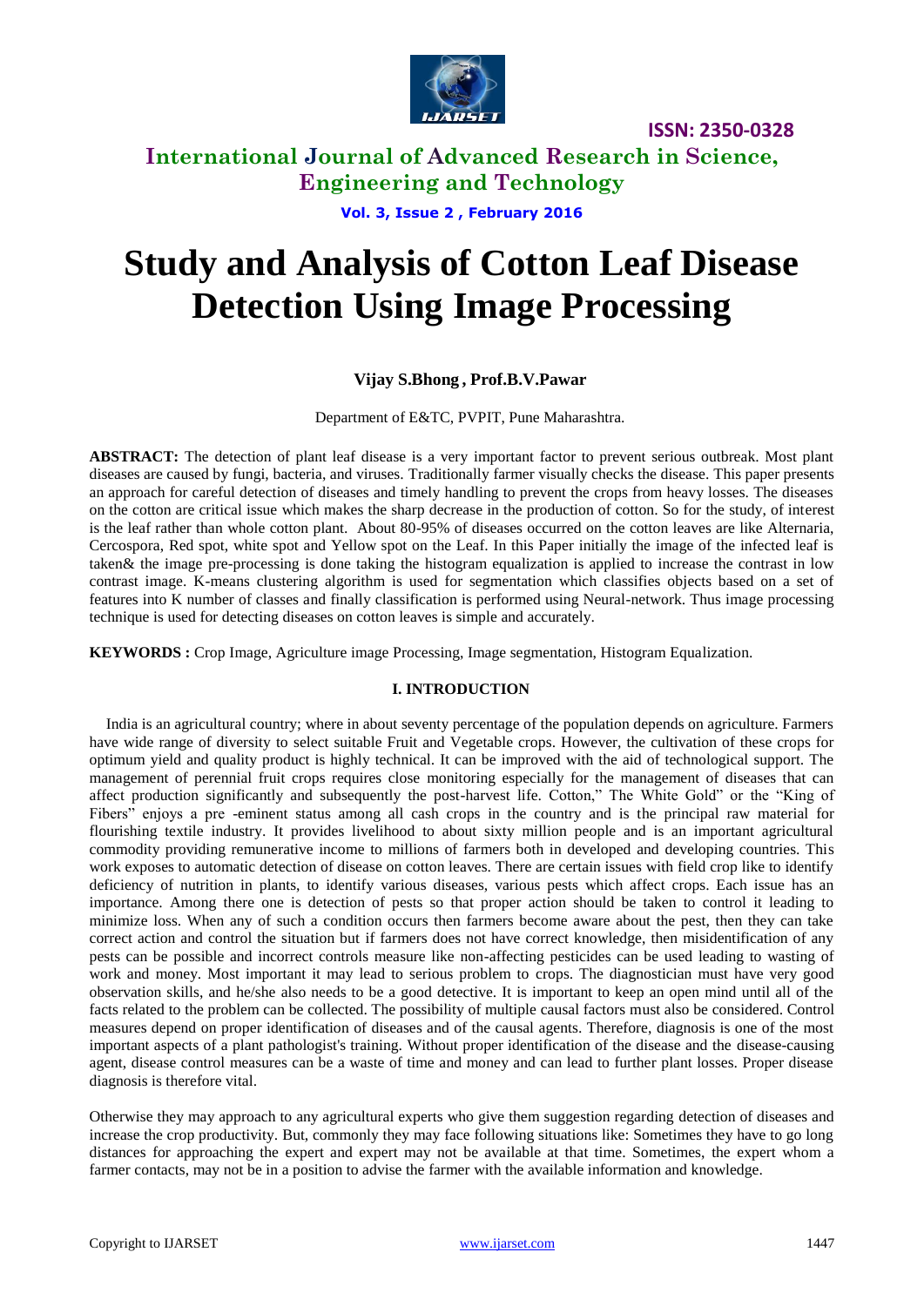# Study and Analysis of Cotton Leaf Disease Detection Using Image Processing

**Vijay S.Bhong , Prof.B.V.Pawar**

Department of E&TC, PVPIT, Pune Maharashtra.

**ABSTRACT:** The detection of plant leaf disease is a very important factor to prevent serious outbreak. Most plant diseases are caused by fungi, bacteria, and viruses. Traditionally farmer visually checks the disease. This paper presents an approach for careful detection of diseases and timely handling to prevent the crops from heavy losses. The diseases on the cotton are critical issue which makes the sharp decrease in the production of cotton. So for the study, of interest is the leaf rather than whole cotton plant. About 80-95% of diseases occurred on the cotton leaves are like Alternaria, Cercospora, Red spot, white spot and Yellow spot on the Leaf. In this Paper initially the image of the infected leaf is taken& the image pre-processing is done taking the histogram equalization is applied to increase the contrast in low contrast image. K-means clustering algorithm is used for segmentation which classifies objects based on a set of features into K number of classes and finally classification is performed using Neural-network. Thus image processing technique is used for detecting diseases on cotton leaves is simple and accurately.

**KEYWORDS :** Crop Image, Agriculture image Processing, Image segmentation, Histogram Equalization.

## I. INTRODUCTION

India is an agricultural country; where in about seventy percentage of the population depends on agriculture. Farmers have wide range of diversity to select suitable Fruit and Vegetable crops. However, the cultivation of these crops for optimum yield and quality product is highly technical. It can be improved with the aid of technological support. The management of perennial fruit crops requires close monitoring especially for the management of diseases that can affect production significantly and subsequently the post-harvest life. Cotton," The White Gold" or the "King of Fibers" enjoys a pre -eminent status among all cash crops in the country and is the principal raw material for flourishing textile industry. It provides livelihood to about sixty million people and is an important agricultural commodity providing remunerative income to millions of farmers both in developed and developing countries. This work exposes to automatic detection of disease on cotton leaves. There are certain issues with field crop like to identify deficiency of nutrition in plants, to identify various diseases, various pests which affect crops. Each issue has an importance. Among there one is detection of pests so that proper action should be taken to control it leading to minimize loss. When any of such a condition occurs then farmers become aware about the pest, then they can take correct action and control the situation but if farmers does not have correct knowledge, then misidentification of any pests can be possible and incorrect controls measure like non-affecting pesticides can be used leading to wasting of work and money. Most important it may lead to serious problem to crops. The diagnostician must have very good observation skills, and he/she also needs to be a good detective. It is important to keep an open mind until all of the facts related to the problem can be collected. The possibility of multiple causal factors must also be considered. Control measures depend on proper identification of diseases and of the causal agents. Therefore, diagnosis is one of the most important aspects of a plant pathologist's training. Without proper identification of the disease and the disease-causing agent, disease control measures can be a waste of time and money and can lead to further plant losses. Proper disease diagnosis is therefore vital.

Otherwise they may approach to any agricultural experts who give them suggestion regarding detection of diseases and increase the crop productivity. But, commonly they may face following situations like: Sometimes they have to go long distances for approaching the expert and expert may not be available at that time. Sometimes, the expert whom a farmer contacts, may not be in a position to advise the farmer with the available information and knowledge.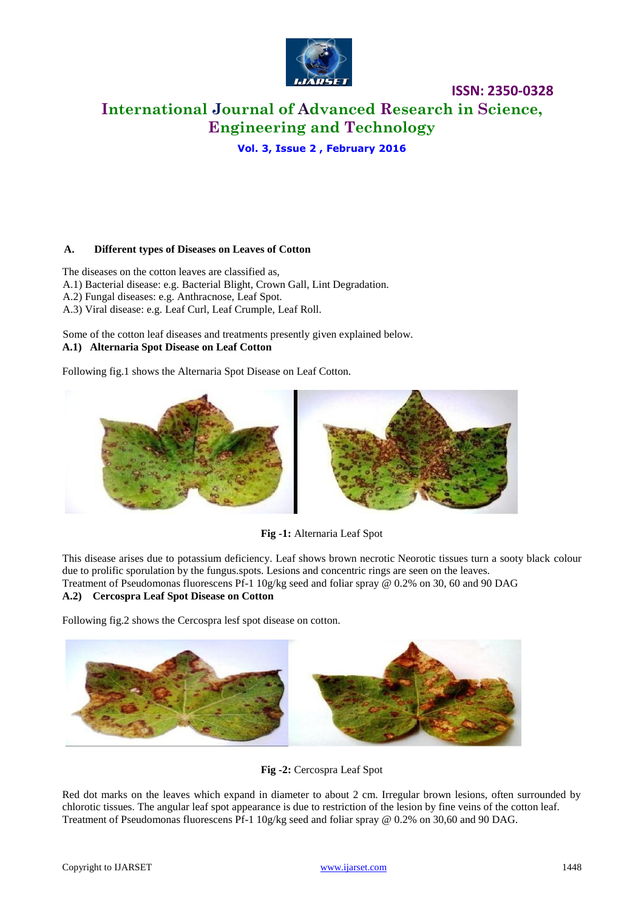### A. Different types of Diseases on Leaves of Cotton

The diseases on the cotton leaves are classified as,
A.1) Bacterial disease: e.g. Bacterial Blight, Crown Gall, Lint Degradation.
A.2) Fungal diseases: e.g. Anthracnose, Leaf Spot.
A.3) Viral disease: e.g. Leaf Curl, Leaf Crumple, Leaf Roll.

Some of the cotton leaf diseases and treatments presently given explained below.

**A.1) Alternaria Spot Disease on Leaf Cotton**

Following fig.1 shows the Alternaria Spot Disease on Leaf Cotton.

**Fig -1:** Alternaria Leaf Spot

This disease arises due to potassium deficiency. Leaf shows brown necrotic Neorotic tissues turn a sooty black colour due to prolific sporulation by the fungus.spots. Lesions and concentric rings are seen on the leaves.
Treatment of Pseudomonas fluorescens Pf-1 10g/kg seed and foliar spray @ 0.2% on 30, 60 and 90 DAG

**A.2) Cercospra Leaf Spot Disease on Cotton**

Following fig.2 shows the Cercospra lesf spot disease on cotton.

**Fig -2:** Cercospra Leaf Spot

Red dot marks on the leaves which expand in diameter to about 2 cm. Irregular brown lesions, often surrounded by chlorotic tissues. The angular leaf spot appearance is due to restriction of the lesion by fine veins of the cotton leaf.
Treatment of Pseudomonas fluorescens Pf-1 10g/kg seed and foliar spray @ 0.2% on 30,60 and 90 DAG.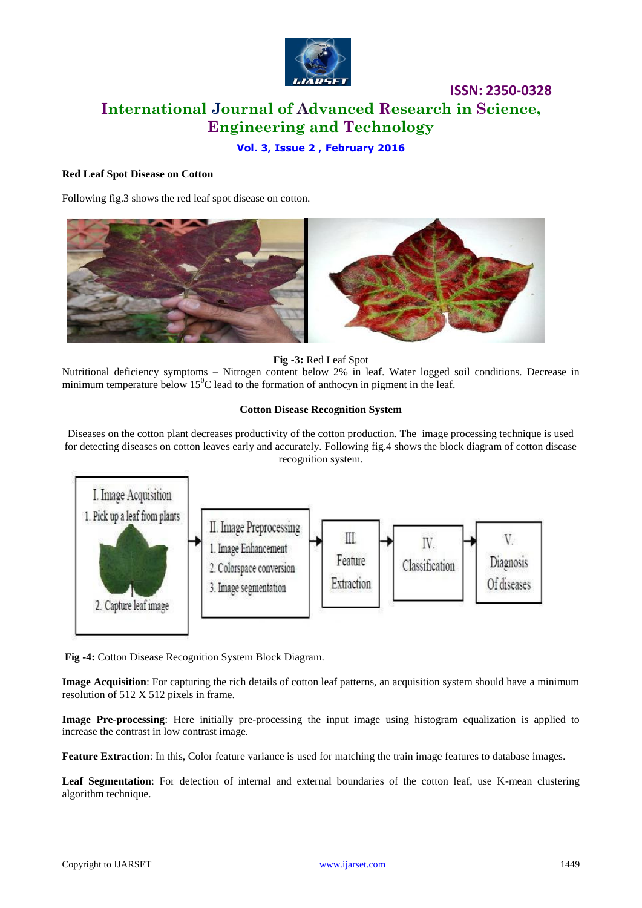**Red Leaf Spot Disease on Cotton**

Following fig.3 shows the red leaf spot disease on cotton.

**Fig -3:** Red Leaf Spot

Nutritional deficiency symptoms – Nitrogen content below 2% in leaf. Water logged soil conditions. Decrease in minimum temperature below $15^0$C lead to the formation of anthocyn in pigment in the leaf.

**Cotton Disease Recognition System**

Diseases on the cotton plant decreases productivity of the cotton production. The image processing technique is used for detecting diseases on cotton leaves early and accurately. Following fig.4 shows the block diagram of cotton disease recognition system.

**Fig -4:** Cotton Disease Recognition System Block Diagram.

**Image Acquisition**: For capturing the rich details of cotton leaf patterns, an acquisition system should have a minimum resolution of 512 X 512 pixels in frame.

**Image Pre-processing**: Here initially pre-processing the input image using histogram equalization is applied to increase the contrast in low contrast image.

**Feature Extraction**: In this, Color feature variance is used for matching the train image features to database images.

**Leaf Segmentation**: For detection of internal and external boundaries of the cotton leaf, use K-mean clustering algorithm technique.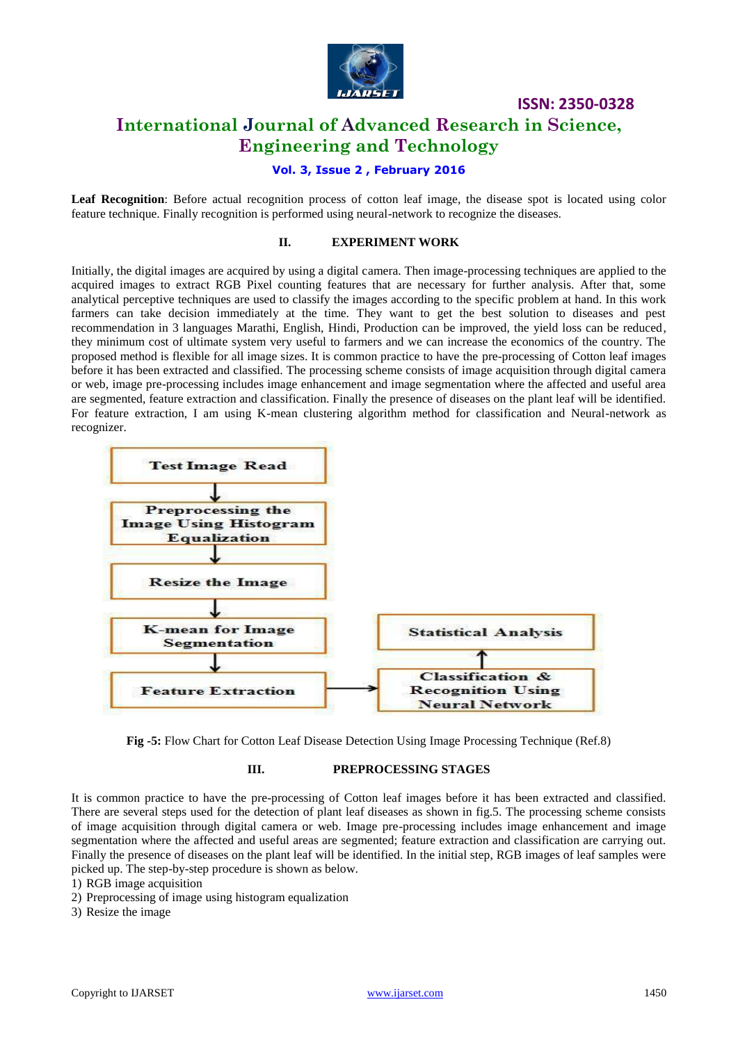**Leaf Recognition**: Before actual recognition process of cotton leaf image, the disease spot is located using color feature technique. Finally recognition is performed using neural-network to recognize the diseases.

## II. EXPERIMENT WORK

Initially, the digital images are acquired by using a digital camera. Then image-processing techniques are applied to the acquired images to extract RGB Pixel counting features that are necessary for further analysis. After that, some analytical perceptive techniques are used to classify the images according to the specific problem at hand. In this work farmers can take decision immediately at the time. They want to get the best solution to diseases and pest recommendation in 3 languages Marathi, English, Hindi, Production can be improved, the yield loss can be reduced, they minimum cost of ultimate system very useful to farmers and we can increase the economics of the country. The proposed method is flexible for all image sizes. It is common practice to have the pre-processing of Cotton leaf images before it has been extracted and classified. The processing scheme consists of image acquisition through digital camera or web, image pre-processing includes image enhancement and image segmentation where the affected and useful area are segmented, feature extraction and classification. Finally the presence of diseases on the plant leaf will be identified. For feature extraction, I am using K-mean clustering algorithm method for classification and Neural-network as recognizer.

Test Image Read → Preprocessing the Image Using Histogram Equalization → Resize the Image → K-mean for Image Segmentation → Feature Extraction → Classification & Recognition Using Neural Network → Statistical Analysis

**Fig -5:** Flow Chart for Cotton Leaf Disease Detection Using Image Processing Technique (Ref.8)

## III. PREPROCESSING STAGES

It is common practice to have the pre-processing of Cotton leaf images before it has been extracted and classified. There are several steps used for the detection of plant leaf diseases as shown in fig.5. The processing scheme consists of image acquisition through digital camera or web. Image pre-processing includes image enhancement and image segmentation where the affected and useful areas are segmented; feature extraction and classification are carrying out. Finally the presence of diseases on the plant leaf will be identified. In the initial step, RGB images of leaf samples were picked up. The step-by-step procedure is shown as below.

1) RGB image acquisition
2) Preprocessing of image using histogram equalization
3) Resize the image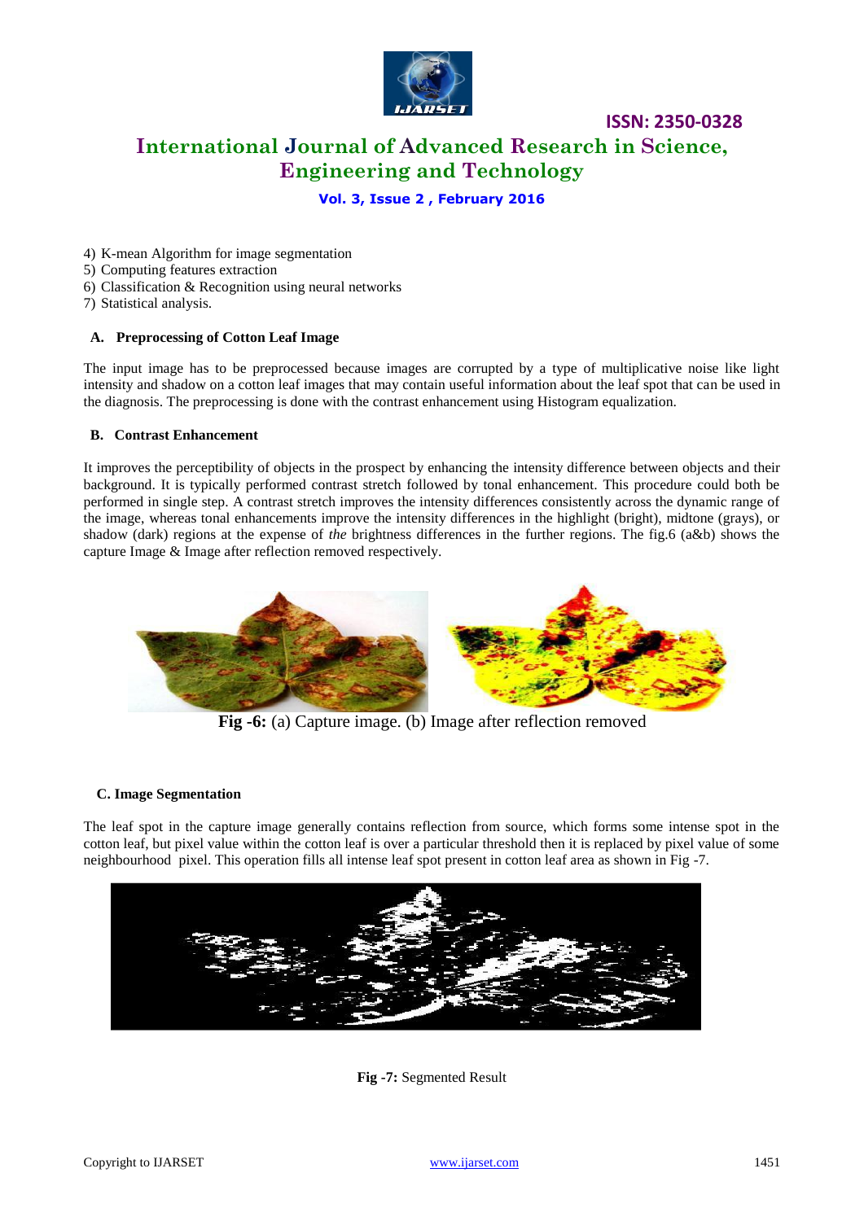4) K-mean Algorithm for image segmentation
5) Computing features extraction
6) Classification & Recognition using neural networks
7) Statistical analysis.

### A. Preprocessing of Cotton Leaf Image

The input image has to be preprocessed because images are corrupted by a type of multiplicative noise like light intensity and shadow on a cotton leaf images that may contain useful information about the leaf spot that can be used in the diagnosis. The preprocessing is done with the contrast enhancement using Histogram equalization.

### B. Contrast Enhancement

It improves the perceptibility of objects in the prospect by enhancing the intensity difference between objects and their background. It is typically performed contrast stretch followed by tonal enhancement. This procedure could both be performed in single step. A contrast stretch improves the intensity differences consistently across the dynamic range of the image, whereas tonal enhancements improve the intensity differences in the highlight (bright), midtone (grays), or shadow (dark) regions at the expense of *the* brightness differences in the further regions. The fig.6 (a&b) shows the capture Image & Image after reflection removed respectively.

**Fig -6:** (a) Capture image. (b) Image after reflection removed

### C. Image Segmentation

The leaf spot in the capture image generally contains reflection from source, which forms some intense spot in the cotton leaf, but pixel value within the cotton leaf is over a particular threshold then it is replaced by pixel value of some neighbourhood pixel. This operation fills all intense leaf spot present in cotton leaf area as shown in Fig -7.

**Fig -7:** Segmented Result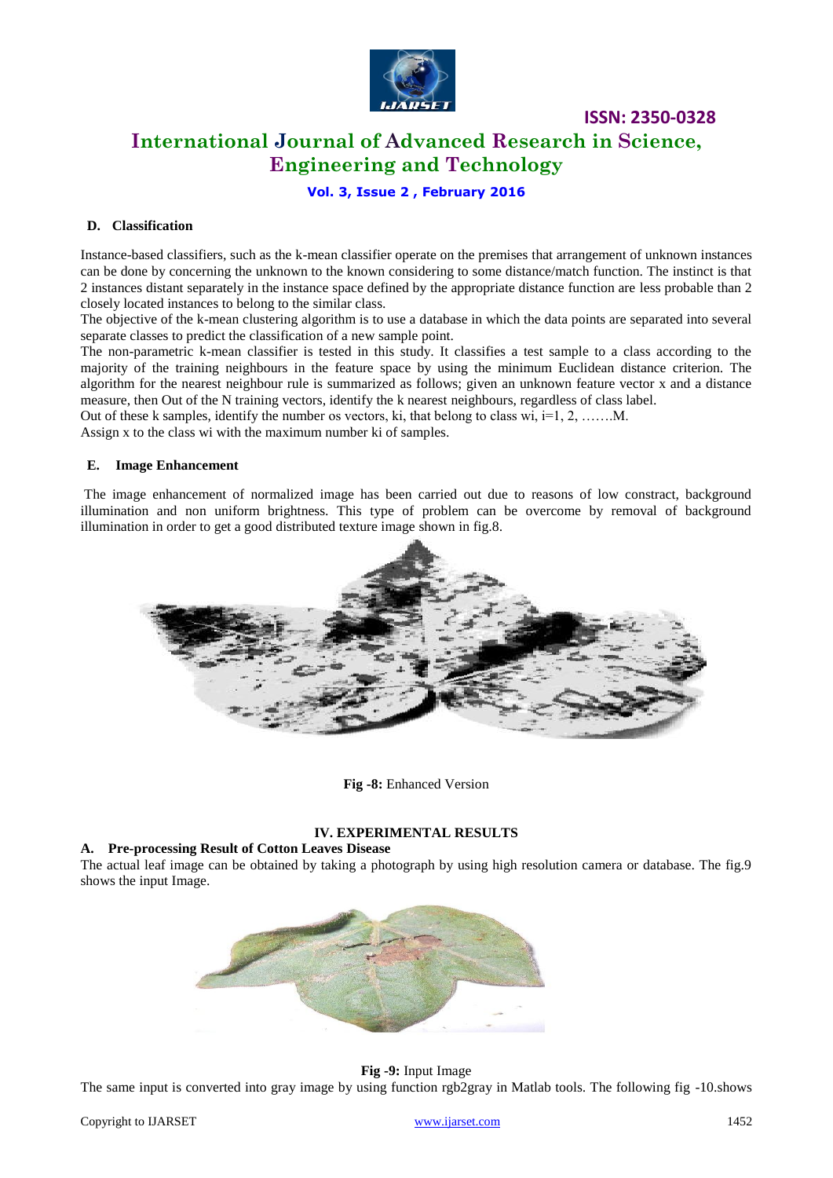### D. Classification

Instance-based classifiers, such as the k-mean classifier operate on the premises that arrangement of unknown instances can be done by concerning the unknown to the known considering to some distance/match function. The instinct is that 2 instances distant separately in the instance space defined by the appropriate distance function are less probable than 2 closely located instances to belong to the similar class.

The objective of the k-mean clustering algorithm is to use a database in which the data points are separated into several separate classes to predict the classification of a new sample point.

The non-parametric k-mean classifier is tested in this study. It classifies a test sample to a class according to the majority of the training neighbours in the feature space by using the minimum Euclidean distance criterion. The algorithm for the nearest neighbour rule is summarized as follows; given an unknown feature vector x and a distance measure, then Out of the N training vectors, identify the k nearest neighbours, regardless of class label.

Out of these k samples, identify the number os vectors, ki, that belong to class wi, i=1, 2, …….M.

Assign x to the class wi with the maximum number ki of samples.

### E. Image Enhancement

The image enhancement of normalized image has been carried out due to reasons of low constract, background illumination and non uniform brightness. This type of problem can be overcome by removal of background illumination in order to get a good distributed texture image shown in fig.8.

**Fig -8:** Enhanced Version

## IV. EXPERIMENTAL RESULTS

### A. Pre-processing Result of Cotton Leaves Disease

The actual leaf image can be obtained by taking a photograph by using high resolution camera or database. The fig.9 shows the input Image.

**Fig -9:** Input Image

The same input is converted into gray image by using function rgb2gray in Matlab tools. The following fig -10.shows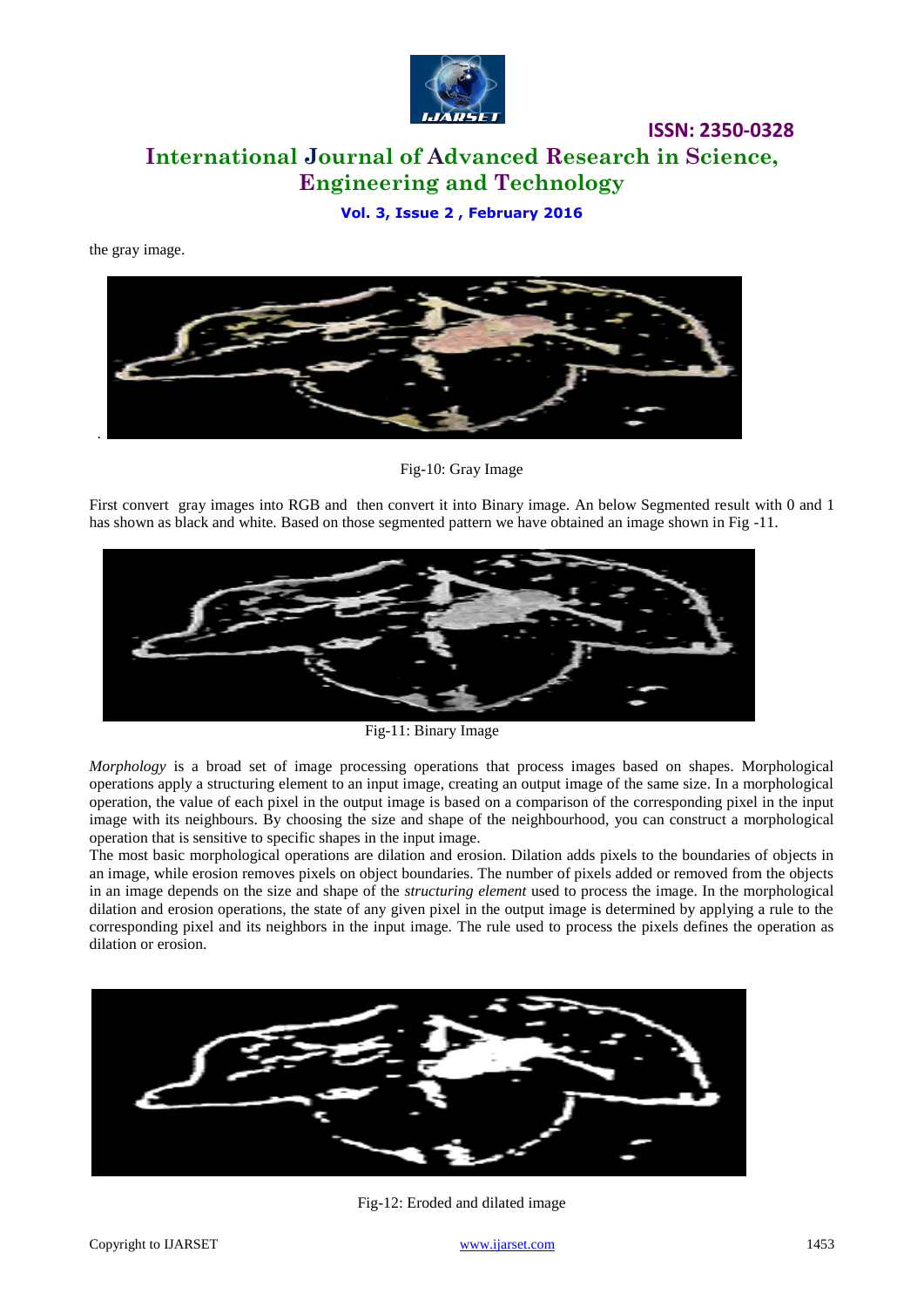the gray image.

Fig-10: Gray Image

First convert gray images into RGB and then convert it into Binary image. An below Segmented result with 0 and 1 has shown as black and white. Based on those segmented pattern we have obtained an image shown in Fig -11.

Fig-11: Binary Image

*Morphology* is a broad set of image processing operations that process images based on shapes. Morphological operations apply a structuring element to an input image, creating an output image of the same size. In a morphological operation, the value of each pixel in the output image is based on a comparison of the corresponding pixel in the input image with its neighbours. By choosing the size and shape of the neighbourhood, you can construct a morphological operation that is sensitive to specific shapes in the input image.

The most basic morphological operations are dilation and erosion. Dilation adds pixels to the boundaries of objects in an image, while erosion removes pixels on object boundaries. The number of pixels added or removed from the objects in an image depends on the size and shape of the *structuring element* used to process the image. In the morphological dilation and erosion operations, the state of any given pixel in the output image is determined by applying a rule to the corresponding pixel and its neighbors in the input image. The rule used to process the pixels defines the operation as dilation or erosion.

Fig-12: Eroded and dilated image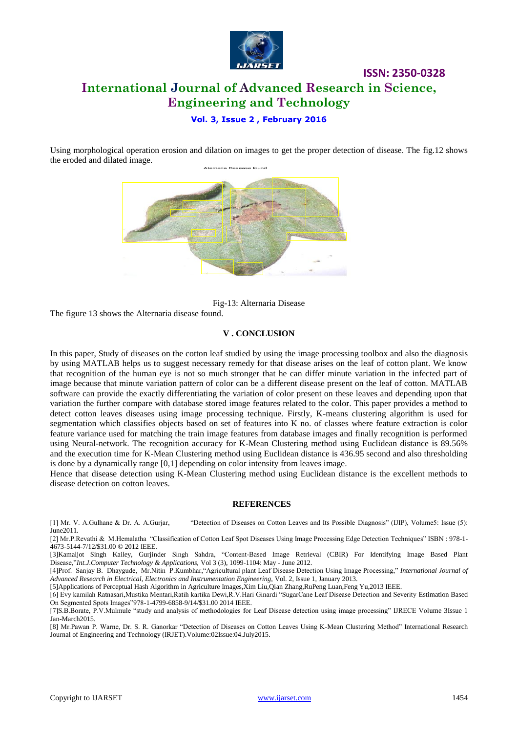Using morphological operation erosion and dilation on images to get the proper detection of disease. The fig.12 shows the eroded and dilated image.

Aternaria Desease found

Fig-13: Alternaria Disease

The figure 13 shows the Alternaria disease found.

## V . CONCLUSION

In this paper, Study of diseases on the cotton leaf studied by using the image processing toolbox and also the diagnosis by using MATLAB helps us to suggest necessary remedy for that disease arises on the leaf of cotton plant. We know that recognition of the human eye is not so much stronger that he can differ minute variation in the infected part of image because that minute variation pattern of color can be a different disease present on the leaf of cotton. MATLAB software can provide the exactly differentiating the variation of color present on these leaves and depending upon that variation the further compare with database stored image features related to the color. This paper provides a method to detect cotton leaves diseases using image processing technique. Firstly, K-means clustering algorithm is used for segmentation which classifies objects based on set of features into K no. of classes where feature extraction is color feature variance used for matching the train image features from database images and finally recognition is performed using Neural-network. The recognition accuracy for K-Mean Clustering method using Euclidean distance is 89.56% and the execution time for K-Mean Clustering method using Euclidean distance is 436.95 second and also thresholding is done by a dynamically range [0,1] depending on color intensity from leaves image.

Hence that disease detection using K-Mean Clustering method using Euclidean distance is the excellent methods to disease detection on cotton leaves.

## REFERENCES

[1] Mr. V. A.Gulhane & Dr. A. A.Gurjar, "Detection of Diseases on Cotton Leaves and Its Possible Diagnosis" (IJIP), Volume5: Issue (5): June2011.

[2] Mr.P.Revathi & M.Hemalatha "Classification of Cotton Leaf Spot Diseases Using Image Processing Edge Detection Techniques" ISBN : 978-1-4673-5144-7/12/$31.00 © 2012 IEEE.

[3]Kamaljot Singh Kailey, Gurjinder Singh Sahdra, "Content-Based Image Retrieval (CBIR) For Identifying Image Based Plant Disease,"*Int.J.Computer Technology & Applications*, Vol 3 (3), 1099-1104: May - June 2012.

[4]Prof. Sanjay B. Dhaygude, Mr.Nitin P.Kumbhar,"Agricultural plant Leaf Disease Detection Using Image Processing," *International Journal of Advanced Research in Electrical, Electronics and Instrumentation Engineering*, Vol. 2, Issue 1, January 2013.

[5]Applications of Perceptual Hash Algorithm in Agriculture Images,Xim Liu,Qian Zhang,RuPeng Luan,Feng Yu,2013 IEEE.

[6] Evy kamilah Ratnasari,Mustika Mentari,Ratih kartika Dewi,R.V.Hari Ginardi "SugarCane Leaf Disease Detection and Severity Estimation Based On Segmented Spots Images"978-1-4799-6858-9/14/$31.00 2014 IEEE.

[7]S.B.Borate, P.V.Mulmule "study and analysis of methodologies for Leaf Disease detection using image processing" IJRECE Volume 3Issue 1 Jan-March2015.

[8] Mr.Pawan P. Warne, Dr. S. R. Ganorkar "Detection of Diseases on Cotton Leaves Using K-Mean Clustering Method" International Research Journal of Engineering and Technology (IRJET).Volume:02Issue:04.July2015.